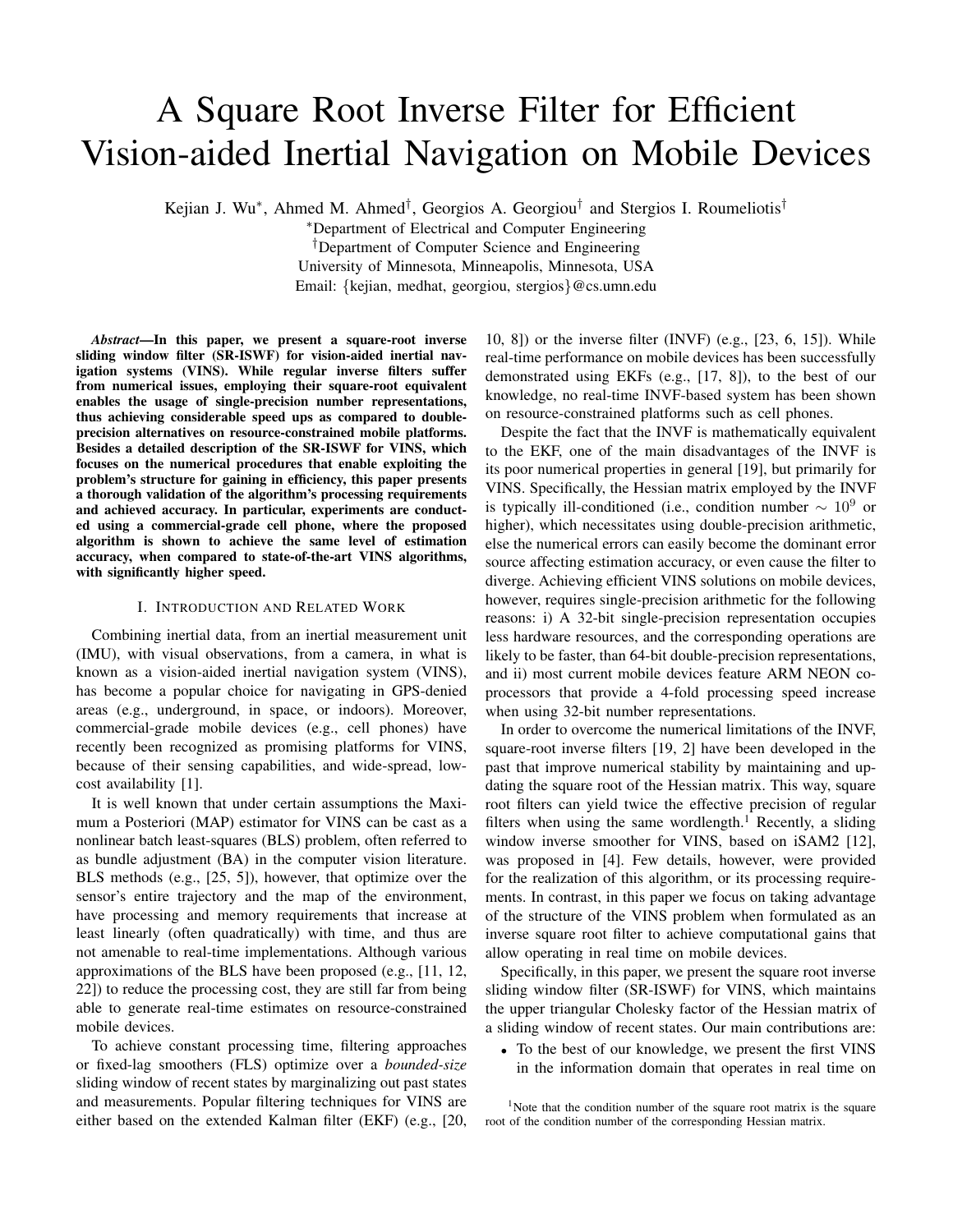# A Square Root Inverse Filter for Efficient Vision-aided Inertial Navigation on Mobile Devices

Kejian J. Wu[*], Ahmed M. Ahmed[†], Georgios A. Georgiou[†] and Stergios I. Roumeliotis[†]

[*]Department of Electrical and Computer Engineering
[†]Department of Computer Science and Engineering
University of Minnesota, Minneapolis, Minnesota, USA
Email: {kejian, medhat, georgiou, stergios}@cs.umn.edu

***Abstract*—In this paper, we present a square-root inverse sliding window filter (SR-ISWF) for vision-aided inertial navigation systems (VINS). While regular inverse filters suffer from numerical issues, employing their square-root equivalent enables the usage of single-precision number representations, thus achieving considerable speed ups as compared to double-precision alternatives on resource-constrained mobile platforms. Besides a detailed description of the SR-ISWF for VINS, which focuses on the numerical procedures that enable exploiting the problem's structure for gaining in efficiency, this paper presents a thorough validation of the algorithm's processing requirements and achieved accuracy. In particular, experiments are conducted using a commercial-grade cell phone, where the proposed algorithm is shown to achieve the same level of estimation accuracy, when compared to state-of-the-art VINS algorithms, with significantly higher speed.**

## I. Introduction and Related Work

Combining inertial data, from an inertial measurement unit (IMU), with visual observations, from a camera, in what is known as a vision-aided inertial navigation system (VINS), has become a popular choice for navigating in GPS-denied areas (e.g., underground, in space, or indoors). Moreover, commercial-grade mobile devices (e.g., cell phones) have recently been recognized as promising platforms for VINS, because of their sensing capabilities, and wide-spread, low-cost availability [1].

It is well known that under certain assumptions the Maximum a Posteriori (MAP) estimator for VINS can be cast as a nonlinear batch least-squares (BLS) problem, often referred to as bundle adjustment (BA) in the computer vision literature. BLS methods (e.g., [25, 5]), however, that optimize over the sensor's entire trajectory and the map of the environment, have processing and memory requirements that increase at least linearly (often quadratically) with time, and thus are not amenable to real-time implementations. Although various approximations of the BLS have been proposed (e.g., [11, 12, 22]) to reduce the processing cost, they are still far from being able to generate real-time estimates on resource-constrained mobile devices.

To achieve constant processing time, filtering approaches or fixed-lag smoothers (FLS) optimize over a *bounded-size* sliding window of recent states by marginalizing out past states and measurements. Popular filtering techniques for VINS are either based on the extended Kalman filter (EKF) (e.g., [20, 10, 8]) or the inverse filter (INVF) (e.g., [23, 6, 15]). While real-time performance on mobile devices has been successfully demonstrated using EKFs (e.g., [17, 8]), to the best of our knowledge, no real-time INVF-based system has been shown on resource-constrained platforms such as cell phones.

Despite the fact that the INVF is mathematically equivalent to the EKF, one of the main disadvantages of the INVF is its poor numerical properties in general [19], but primarily for VINS. Specifically, the Hessian matrix employed by the INVF is typically ill-conditioned (i.e., condition number $\sim 10^9$ or higher), which necessitates using double-precision arithmetic, else the numerical errors can easily become the dominant error source affecting estimation accuracy, or even cause the filter to diverge. Achieving efficient VINS solutions on mobile devices, however, requires single-precision arithmetic for the following reasons: i) A 32-bit single-precision representation occupies less hardware resources, and the corresponding operations are likely to be faster, than 64-bit double-precision representations, and ii) most current mobile devices feature ARM NEON co-processors that provide a 4-fold processing speed increase when using 32-bit number representations.

In order to overcome the numerical limitations of the INVF, square-root inverse filters [19, 2] have been developed in the past that improve numerical stability by maintaining and updating the square root of the Hessian matrix. This way, square root filters can yield twice the effective precision of regular filters when using the same wordlength.[1] Recently, a sliding window inverse smoother for VINS, based on iSAM2 [12], was proposed in [4]. Few details, however, were provided for the realization of this algorithm, or its processing requirements. In contrast, in this paper we focus on taking advantage of the structure of the VINS problem when formulated as an inverse square root filter to achieve computational gains that allow operating in real time on mobile devices.

Specifically, in this paper, we present the square root inverse sliding window filter (SR-ISWF) for VINS, which maintains the upper triangular Cholesky factor of the Hessian matrix of a sliding window of recent states. Our main contributions are:

- To the best of our knowledge, we present the first VINS in the information domain that operates in real time on

[1]Note that the condition number of the square root matrix is the square root of the condition number of the corresponding Hessian matrix.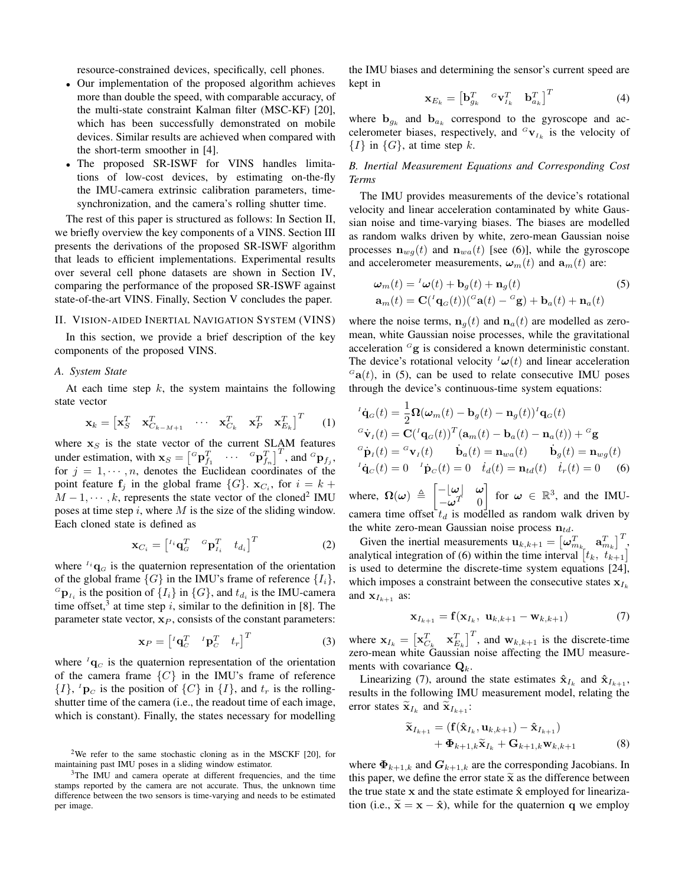resource-constrained devices, specifically, cell phones.

- Our implementation of the proposed algorithm achieves more than double the speed, with comparable accuracy, of the multi-state constraint Kalman filter (MSC-KF) [20], which has been successfully demonstrated on mobile devices. Similar results are achieved when compared with the short-term smoother in [4].
- The proposed SR-ISWF for VINS handles limitations of low-cost devices, by estimating on-the-fly the IMU-camera extrinsic calibration parameters, time-synchronization, and the camera's rolling shutter time.

The rest of this paper is structured as follows: In Section II, we briefly overview the key components of a VINS. Section III presents the derivations of the proposed SR-ISWF algorithm that leads to efficient implementations. Experimental results over several cell phone datasets are shown in Section IV, comparing the performance of the proposed SR-ISWF against state-of-the-art VINS. Finally, Section V concludes the paper.

## II. Vision-aided Inertial Navigation System (VINS)

In this section, we provide a brief description of the key components of the proposed VINS.

### A. System State

At each time step $k$, the system maintains the following state vector

$$\mathbf{x}_k = \begin{bmatrix} \mathbf{x}_S^T & \mathbf{x}_{C_{k-M+1}}^T & \cdots & \mathbf{x}_{C_k}^T & \mathbf{x}_P^T & \mathbf{x}_{E_k}^T \end{bmatrix}^T \quad (1)$$

where $\mathbf{x}_S$ is the state vector of the current SLAM features under estimation, with $\mathbf{x}_S = \begin{bmatrix} {}^G\mathbf{p}_{f_1}^T & \cdots & {}^G\mathbf{p}_{f_n}^T \end{bmatrix}^T$, and ${}^G\mathbf{p}_{f_j}$, for $j = 1, \cdots, n$, denotes the Euclidean coordinates of the point feature $\mathbf{f}_j$ in the global frame $\{G\}$. $\mathbf{x}_{C_i}$, for $i = k + M - 1, \cdots, k$, represents the state vector of the cloned[2] IMU poses at time step $i$, where $M$ is the size of the sliding window. Each cloned state is defined as

$$\mathbf{x}_{C_i} = \begin{bmatrix} {}^{I_i}\mathbf{q}_G^T & {}^G\mathbf{p}_{I_i}^T & t_{d_i} \end{bmatrix}^T \quad (2)$$

where ${}^{I_i}\mathbf{q}_G$ is the quaternion representation of the orientation of the global frame $\{G\}$ in the IMU's frame of reference $\{I_i\}$, ${}^G\mathbf{p}_{I_i}$ is the position of $\{I_i\}$ in $\{G\}$, and $t_{d_i}$ is the IMU-camera time offset,[3] at time step $i$, similar to the definition in [8]. The parameter state vector, $\mathbf{x}_P$, consists of the constant parameters:

$$\mathbf{x}_P = \begin{bmatrix} {}^I\mathbf{q}_C^T & {}^I\mathbf{p}_C^T & t_r \end{bmatrix}^T \quad (3)$$

where ${}^I\mathbf{q}_C$ is the quaternion representation of the orientation of the camera frame $\{C\}$ in the IMU's frame of reference $\{I\}$, ${}^I\mathbf{p}_C$ is the position of $\{C\}$ in $\{I\}$, and $t_r$ is the rolling-shutter time of the camera (i.e., the readout time of each image, which is constant). Finally, the states necessary for modelling the IMU biases and determining the sensor's current speed are kept in

$$\mathbf{x}_{E_k} = \begin{bmatrix} \mathbf{b}_{g_k}^T & {}^G\mathbf{v}_{I_k}^T & \mathbf{b}_{a_k}^T \end{bmatrix}^T \quad (4)$$

where $\mathbf{b}_{g_k}$ and $\mathbf{b}_{a_k}$ correspond to the gyroscope and accelerometer biases, respectively, and ${}^G\mathbf{v}_{I_k}$ is the velocity of $\{I\}$ in $\{G\}$, at time step $k$.

### B. Inertial Measurement Equations and Corresponding Cost Terms

The IMU provides measurements of the device's rotational velocity and linear acceleration contaminated by white Gaussian noise and time-varying biases. The biases are modelled as random walks driven by white, zero-mean Gaussian noise processes $\mathbf{n}_{wg}(t)$ and $\mathbf{n}_{wa}(t)$ [see (6)], while the gyroscope and accelerometer measurements, $\boldsymbol{\omega}_m(t)$ and $\mathbf{a}_m(t)$ are:

$$\begin{aligned} \boldsymbol{\omega}_m(t) &= {}^I\boldsymbol{\omega}(t) + \mathbf{b}_g(t) + \mathbf{n}_g(t) \\ \mathbf{a}_m(t) &= \mathbf{C}({}^I\mathbf{q}_G(t))({}^G\mathbf{a}(t) - {}^G\mathbf{g}) + \mathbf{b}_a(t) + \mathbf{n}_a(t) \end{aligned} \quad (5)$$

where the noise terms, $\mathbf{n}_g(t)$ and $\mathbf{n}_a(t)$ are modelled as zero-mean, white Gaussian noise processes, while the gravitational acceleration ${}^G\mathbf{g}$ is considered a known deterministic constant. The device's rotational velocity ${}^I\boldsymbol{\omega}(t)$ and linear acceleration ${}^G\mathbf{a}(t)$, in (5), can be used to relate consecutive IMU poses through the device's continuous-time system equations:

$$\begin{aligned} {}^I\dot{\mathbf{q}}_G(t) &= \frac{1}{2}\boldsymbol{\Omega}(\boldsymbol{\omega}_m(t) - \mathbf{b}_g(t) - \mathbf{n}_g(t))\,{}^I\mathbf{q}_G(t) \\ {}^G\dot{\mathbf{v}}_I(t) &= \mathbf{C}({}^I\mathbf{q}_G(t))^T(\mathbf{a}_m(t) - \mathbf{b}_a(t) - \mathbf{n}_a(t)) + {}^G\mathbf{g} \\ {}^G\dot{\mathbf{p}}_I(t) &= {}^G\mathbf{v}_I(t) \qquad \dot{\mathbf{b}}_a(t) = \mathbf{n}_{wa}(t) \qquad \dot{\mathbf{b}}_g(t) = \mathbf{n}_{wg}(t) \\ {}^I\dot{\mathbf{q}}_C(t) &= 0 \quad {}^I\dot{\mathbf{p}}_C(t) = 0 \quad \dot{t}_d(t) = \mathbf{n}_{td}(t) \quad \dot{t}_r(t) = 0 \end{aligned} \quad (6)$$

where, $\boldsymbol{\Omega}(\boldsymbol{\omega}) \triangleq \begin{bmatrix} -\lfloor\boldsymbol{\omega}\rfloor & \boldsymbol{\omega} \\ -\boldsymbol{\omega}^T & 0 \end{bmatrix}$ for $\boldsymbol{\omega} \in \mathbb{R}^3$, and the IMU-camera time offset $t_d$ is modelled as random walk driven by the white zero-mean Gaussian noise process $\mathbf{n}_{td}$.

Given the inertial measurements $\mathbf{u}_{k,k+1} = \begin{bmatrix} \boldsymbol{\omega}_{m_k}^T & \mathbf{a}_{m_k}^T \end{bmatrix}^T$, analytical integration of (6) within the time interval $[t_k, \ t_{k+1}]$ is used to determine the discrete-time system equations [24], which imposes a constraint between the consecutive states $\mathbf{x}_{I_k}$ and $\mathbf{x}_{I_{k+1}}$ as:

$$\mathbf{x}_{I_{k+1}} = \mathbf{f}(\mathbf{x}_{I_k}, \ \mathbf{u}_{k,k+1} - \mathbf{w}_{k,k+1}) \quad (7)$$

where $\mathbf{x}_{I_k} = \begin{bmatrix} \mathbf{x}_{C_k}^T & \mathbf{x}_{E_k}^T \end{bmatrix}^T$, and $\mathbf{w}_{k,k+1}$ is the discrete-time zero-mean white Gaussian noise affecting the IMU measurements with covariance $\mathbf{Q}_k$.

Linearizing (7), around the state estimates $\hat{\mathbf{x}}_{I_k}$ and $\hat{\mathbf{x}}_{I_{k+1}}$, results in the following IMU measurement model, relating the error states $\widetilde{\mathbf{x}}_{I_k}$ and $\widetilde{\mathbf{x}}_{I_{k+1}}$:

$$\begin{aligned} \widetilde{\mathbf{x}}_{I_{k+1}} &= (\mathbf{f}(\hat{\mathbf{x}}_{I_k}, \mathbf{u}_{k,k+1}) - \hat{\mathbf{x}}_{I_{k+1}}) \\ &\quad + \boldsymbol{\Phi}_{k+1,k}\widetilde{\mathbf{x}}_{I_k} + \mathbf{G}_{k+1,k}\mathbf{w}_{k,k+1} \end{aligned} \quad (8)$$

where $\boldsymbol{\Phi}_{k+1,k}$ and $\boldsymbol{G}_{k+1,k}$ are the corresponding Jacobians. In this paper, we define the error state $\widetilde{\mathbf{x}}$ as the difference between the true state $\mathbf{x}$ and the state estimate $\hat{\mathbf{x}}$ employed for linearization (i.e., $\widetilde{\mathbf{x}} = \mathbf{x} - \hat{\mathbf{x}}$), while for the quaternion $\mathbf{q}$ we employ

[2] We refer to the same stochastic cloning as in the MSCKF [20], for maintaining past IMU poses in a sliding window estimator.

[3] The IMU and camera operate at different frequencies, and the time stamps reported by the camera are not accurate. Thus, the unknown time difference between the two sensors is time-varying and needs to be estimated per image.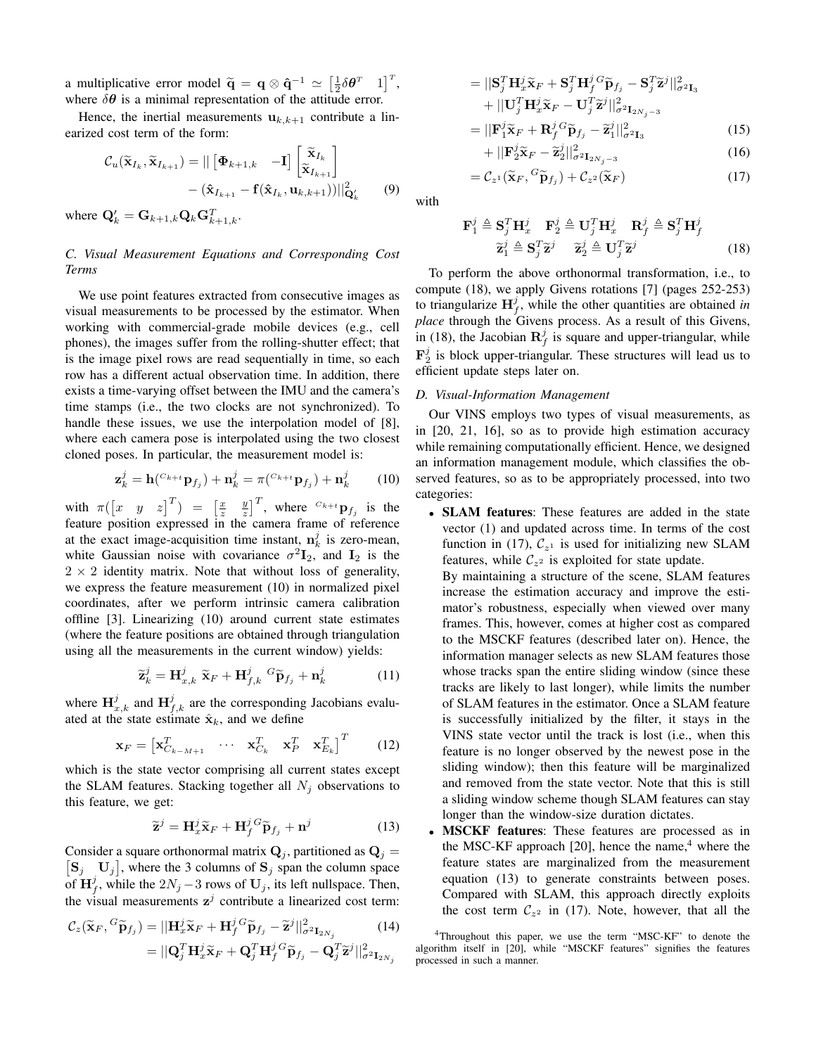a multiplicative error model $\widetilde{\mathbf{q}} = \mathbf{q} \otimes \hat{\mathbf{q}}^{-1} \simeq \begin{bmatrix} \frac{1}{2}\delta\boldsymbol{\theta}^T & 1 \end{bmatrix}^T$, where $\delta\boldsymbol{\theta}$ is a minimal representation of the attitude error.

Hence, the inertial measurements $\mathbf{u}_{k,k+1}$ contribute a linearized cost term of the form:

$$\mathcal{C}_u(\widetilde{\mathbf{x}}_{I_k}, \widetilde{\mathbf{x}}_{I_{k+1}}) = || \begin{bmatrix} \boldsymbol{\Phi}_{k+1,k} & -\mathbf{I} \end{bmatrix} \begin{bmatrix} \widetilde{\mathbf{x}}_{I_k} \\ \widetilde{\mathbf{x}}_{I_{k+1}} \end{bmatrix} - (\hat{\mathbf{x}}_{I_{k+1}} - \mathbf{f}(\hat{\mathbf{x}}_{I_k}, \mathbf{u}_{k,k+1}))||^2_{\mathbf{Q}'_k} \quad (9)$$

where $\mathbf{Q}'_k = \mathbf{G}_{k+1,k}\mathbf{Q}_k\mathbf{G}^T_{k+1,k}$.

### C. Visual Measurement Equations and Corresponding Cost Terms

We use point features extracted from consecutive images as visual measurements to be processed by the estimator. When working with commercial-grade mobile devices (e.g., cell phones), the images suffer from the rolling-shutter effect; that is the image pixel rows are read sequentially in time, so each row has a different actual observation time. In addition, there exists a time-varying offset between the IMU and the camera's time stamps (i.e., the two clocks are not synchronized). To handle these issues, we use the interpolation model of [8], where each camera pose is interpolated using the two closest cloned poses. In particular, the measurement model is:

$$\mathbf{z}^j_k = \mathbf{h}({}^{C_{k+t}}\mathbf{p}_{f_j}) + \mathbf{n}^j_k = \pi({}^{C_{k+t}}\mathbf{p}_{f_j}) + \mathbf{n}^j_k \quad (10)$$

with $\pi(\begin{bmatrix} x & y & z \end{bmatrix}^T) = \begin{bmatrix} \frac{x}{z} & \frac{y}{z} \end{bmatrix}^T$, where ${}^{C_{k+t}}\mathbf{p}_{f_j}$ is the feature position expressed in the camera frame of reference at the exact image-acquisition time instant, $\mathbf{n}^j_k$ is zero-mean, white Gaussian noise with covariance $\sigma^2\mathbf{I}_2$, and $\mathbf{I}_2$ is the $2 \times 2$ identity matrix. Note that without loss of generality, we express the feature measurement (10) in normalized pixel coordinates, after we perform intrinsic camera calibration offline [3]. Linearizing (10) around current state estimates (where the feature positions are obtained through triangulation using all the measurements in the current window) yields:

$$\widetilde{\mathbf{z}}^j_k = \mathbf{H}^j_{x,k}\ \widetilde{\mathbf{x}}_F + \mathbf{H}^j_{f,k}\ {}^G\widetilde{\mathbf{p}}_{f_j} + \mathbf{n}^j_k \quad (11)$$

where $\mathbf{H}^j_{x,k}$ and $\mathbf{H}^j_{f,k}$ are the corresponding Jacobians evaluated at the state estimate $\hat{\mathbf{x}}_k$, and we define

$$\mathbf{x}_F = \begin{bmatrix} \mathbf{x}^T_{C_{k-M+1}} & \cdots & \mathbf{x}^T_{C_k} & \mathbf{x}^T_P & \mathbf{x}^T_{E_k} \end{bmatrix}^T \quad (12)$$

which is the state vector comprising all current states except the SLAM features. Stacking together all $N_j$ observations to this feature, we get:

$$\widetilde{\mathbf{z}}^j = \mathbf{H}^j_x\widetilde{\mathbf{x}}_F + \mathbf{H}^j_f\,{}^G\widetilde{\mathbf{p}}_{f_j} + \mathbf{n}^j \quad (13)$$

Consider a square orthonormal matrix $\mathbf{Q}_j$, partitioned as $\mathbf{Q}_j = \begin{bmatrix} \mathbf{S}_j & \mathbf{U}_j \end{bmatrix}$, where the 3 columns of $\mathbf{S}_j$ span the column space of $\mathbf{H}^j_f$, while the $2N_j - 3$ rows of $\mathbf{U}_j$, its left nullspace. Then, the visual measurements $\mathbf{z}^j$ contribute a linearized cost term:

$$\begin{aligned}
\mathcal{C}_z(\widetilde{\mathbf{x}}_F, {}^G\widetilde{\mathbf{p}}_{f_j}) &= ||\mathbf{H}^j_x\widetilde{\mathbf{x}}_F + \mathbf{H}^j_f\,{}^G\widetilde{\mathbf{p}}_{f_j} - \widetilde{\mathbf{z}}^j||^2_{\sigma^2\mathbf{I}_{2N_j}} \quad (14)\\
&= ||\mathbf{Q}^T_j\mathbf{H}^j_x\widetilde{\mathbf{x}}_F + \mathbf{Q}^T_j\mathbf{H}^j_f\,{}^G\widetilde{\mathbf{p}}_{f_j} - \mathbf{Q}^T_j\widetilde{\mathbf{z}}^j||^2_{\sigma^2\mathbf{I}_{2N_j}}\\
&= ||\mathbf{S}^T_j\mathbf{H}^j_x\widetilde{\mathbf{x}}_F + \mathbf{S}^T_j\mathbf{H}^j_f\,{}^G\widetilde{\mathbf{p}}_{f_j} - \mathbf{S}^T_j\widetilde{\mathbf{z}}^j||^2_{\sigma^2\mathbf{I}_3}\\
&\quad + ||\mathbf{U}^T_j\mathbf{H}^j_x\widetilde{\mathbf{x}}_F - \mathbf{U}^T_j\widetilde{\mathbf{z}}^j||^2_{\sigma^2\mathbf{I}_{2N_j-3}}\\
&= ||\mathbf{F}^j_1\widetilde{\mathbf{x}}_F + \mathbf{R}^j_f\,{}^G\widetilde{\mathbf{p}}_{f_j} - \widetilde{\mathbf{z}}^j_1||^2_{\sigma^2\mathbf{I}_3} \quad (15)\\
&\quad + ||\mathbf{F}^j_2\widetilde{\mathbf{x}}_F - \widetilde{\mathbf{z}}^j_2||^2_{\sigma^2\mathbf{I}_{2N_j-3}} \quad (16)\\
&= \mathcal{C}_{z^1}(\widetilde{\mathbf{x}}_F, {}^G\widetilde{\mathbf{p}}_{f_j}) + \mathcal{C}_{z^2}(\widetilde{\mathbf{x}}_F) \quad (17)
\end{aligned}$$

with

$$\begin{aligned}
\mathbf{F}^j_1 \triangleq \mathbf{S}^T_j\mathbf{H}^j_x \quad \mathbf{F}^j_2 \triangleq \mathbf{U}^T_j\mathbf{H}^j_x \quad \mathbf{R}^j_f \triangleq \mathbf{S}^T_j\mathbf{H}^j_f\\
\widetilde{\mathbf{z}}^j_1 \triangleq \mathbf{S}^T_j\widetilde{\mathbf{z}}^j \quad \widetilde{\mathbf{z}}^j_2 \triangleq \mathbf{U}^T_j\widetilde{\mathbf{z}}^j
\end{aligned} \quad (18)$$

To perform the above orthonormal transformation, i.e., to compute (18), we apply Givens rotations [7] (pages 252-253) to triangularize $\mathbf{H}^j_f$, while the other quantities are obtained *in place* through the Givens process. As a result of this Givens, in (18), the Jacobian $\mathbf{R}^j_f$ is square and upper-triangular, while $\mathbf{F}^j_2$ is block upper-triangular. These structures will lead us to efficient update steps later on.

### D. Visual-Information Management

Our VINS employs two types of visual measurements, as in [20, 21, 16], so as to provide high estimation accuracy while remaining computationally efficient. Hence, we designed an information management module, which classifies the observed features, so as to be appropriately processed, into two categories:

- **SLAM features**: These features are added in the state vector (1) and updated across time. In terms of the cost function in (17), $\mathcal{C}_{z^1}$ is used for initializing new SLAM features, while $\mathcal{C}_{z^2}$ is exploited for state update.
  By maintaining a structure of the scene, SLAM features increase the estimation accuracy and improve the estimator's robustness, especially when viewed over many frames. This, however, comes at higher cost as compared to the MSCKF features (described later on). Hence, the information manager selects as new SLAM features those whose tracks span the entire sliding window (since these tracks are likely to last longer), while limits the number of SLAM features in the estimator. Once a SLAM feature is successfully initialized by the filter, it stays in the VINS state vector until the track is lost (i.e., when this feature is no longer observed by the newest pose in the sliding window); then this feature will be marginalized and removed from the state vector. Note that this is still a sliding window scheme though SLAM features can stay longer than the window-size duration dictates.
- **MSCKF features**: These features are processed as in the MSC-KF approach [20], hence the name,[4] where the feature states are marginalized from the measurement equation (13) to generate constraints between poses. Compared with SLAM, this approach directly exploits the cost term $\mathcal{C}_{z^2}$ in (17). Note, however, that all the

[4] Throughout this paper, we use the term "MSC-KF" to denote the algorithm itself in [20], while "MSCKF features" signifies the features processed in such a manner.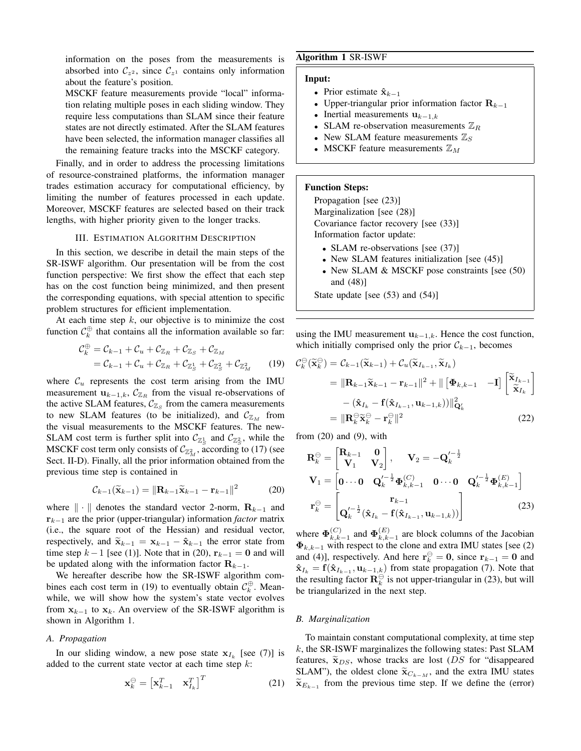information on the poses from the measurements is absorbed into $\mathcal{C}_{z^2}$, since $\mathcal{C}_{z^1}$ contains only information about the feature's position.

MSCKF feature measurements provide "local" information relating multiple poses in each sliding window. They require less computations than SLAM since their feature states are not directly estimated. After the SLAM features have been selected, the information manager classifies all the remaining feature tracks into the MSCKF category.

Finally, and in order to address the processing limitations of resource-constrained platforms, the information manager trades estimation accuracy for computational efficiency, by limiting the number of features processed in each update. Moreover, MSCKF features are selected based on their track lengths, with higher priority given to the longer tracks.

## III. Estimation Algorithm Description

In this section, we describe in detail the main steps of the SR-ISWF algorithm. Our presentation will be from the cost function perspective: We first show the effect that each step has on the cost function being minimized, and then present the corresponding equations, with special attention to specific problem structures for efficient implementation.

At each time step $k$, our objective is to minimize the cost function $\mathcal{C}_k^{\oplus}$ that contains all the information available so far:

$$\begin{aligned}\mathcal{C}_k^{\oplus} &= \mathcal{C}_{k-1} + \mathcal{C}_u + \mathcal{C}_{\mathbb{Z}_R} + \mathcal{C}_{\mathbb{Z}_S} + \mathcal{C}_{\mathbb{Z}_M} \\ &= \mathcal{C}_{k-1} + \mathcal{C}_u + \mathcal{C}_{\mathbb{Z}_R} + \mathcal{C}_{\mathbb{Z}_S^1} + \mathcal{C}_{\mathbb{Z}_S^2} + \mathcal{C}_{\mathbb{Z}_M^2}\end{aligned} \tag{19}$$

where $\mathcal{C}_u$ represents the cost term arising from the IMU measurement $\mathbf{u}_{k-1,k}$, $\mathcal{C}_{\mathbb{Z}_R}$ from the visual re-observations of the active SLAM features, $\mathcal{C}_{\mathbb{Z}_S}$ from the camera measurements to new SLAM features (to be initialized), and $\mathcal{C}_{\mathbb{Z}_M}$ from the visual measurements to the MSCKF features. The new-SLAM cost term is further split into $\mathcal{C}_{\mathbb{Z}_S^1}$ and $\mathcal{C}_{\mathbb{Z}_S^2}$, while the MSCKF cost term only consists of $\mathcal{C}_{\mathbb{Z}_M^2}$, according to (17) (see Sect. II-D). Finally, all the prior information obtained from the previous time step is contained in

$$\mathcal{C}_{k-1}(\widetilde{\mathbf{x}}_{k-1}) = \|\mathbf{R}_{k-1}\widetilde{\mathbf{x}}_{k-1} - \mathbf{r}_{k-1}\|^2 \tag{20}$$

where $\|\cdot\|$ denotes the standard vector 2-norm, $\mathbf{R}_{k-1}$ and $\mathbf{r}_{k-1}$ are the prior (upper-triangular) information *factor* matrix (i.e., the square root of the Hessian) and residual vector, respectively, and $\widetilde{\mathbf{x}}_{k-1} = \mathbf{x}_{k-1} - \hat{\mathbf{x}}_{k-1}$ the error state from time step $k-1$ [see (1)]. Note that in (20), $\mathbf{r}_{k-1} = \mathbf{0}$ and will be updated along with the information factor $\mathbf{R}_{k-1}$.

We hereafter describe how the SR-ISWF algorithm combines each cost term in (19) to eventually obtain $\mathcal{C}_k^{\oplus}$. Meanwhile, we will show how the system's state vector evolves from $\mathbf{x}_{k-1}$ to $\mathbf{x}_k$. An overview of the SR-ISWF algorithm is shown in Algorithm 1.

### A. Propagation

In our sliding window, a new pose state $\mathbf{x}_{I_k}$ [see (7)] is added to the current state vector at each time step $k$:

$$\mathbf{x}_k^{\ominus} = \begin{bmatrix}\mathbf{x}_{k-1}^T & \mathbf{x}_{I_k}^T\end{bmatrix}^T \tag{21}$$

**Algorithm 1** SR-ISWF

**Input:**

- Prior estimate $\hat{\mathbf{x}}_{k-1}$
- Upper-triangular prior information factor $\mathbf{R}_{k-1}$
- Inertial measurements $\mathbf{u}_{k-1,k}$
- SLAM re-observation measurements $\mathbb{Z}_R$
- New SLAM feature measurements $\mathbb{Z}_S$
- MSCKF feature measurements $\mathbb{Z}_M$

**Function Steps:**

Propagation [see (23)]
Marginalization [see (28)]
Covariance factor recovery [see (33)]
Information factor update:

- SLAM re-observations [see (37)]
- New SLAM features initialization [see (45)]
- New SLAM & MSCKF pose constraints [see (50) and (48)]

State update [see (53) and (54)]

using the IMU measurement $\mathbf{u}_{k-1,k}$. Hence the cost function, which initially comprised only the prior $\mathcal{C}_{k-1}$, becomes

$$\begin{aligned}\mathcal{C}_k^{\ominus}(\widetilde{\mathbf{x}}_k^{\ominus}) &= \mathcal{C}_{k-1}(\widetilde{\mathbf{x}}_{k-1}) + \mathcal{C}_u(\widetilde{\mathbf{x}}_{I_{k-1}}, \widetilde{\mathbf{x}}_{I_k}) \\ &= \|\mathbf{R}_{k-1}\widetilde{\mathbf{x}}_{k-1} - \mathbf{r}_{k-1}\|^2 + \| \begin{bmatrix}\mathbf{\Phi}_{k,k-1} & -\mathbf{I}\end{bmatrix} \begin{bmatrix}\widetilde{\mathbf{x}}_{I_{k-1}} \\ \widetilde{\mathbf{x}}_{I_k}\end{bmatrix} \\ &\quad - (\hat{\mathbf{x}}_{I_k} - \mathbf{f}(\hat{\mathbf{x}}_{I_{k-1}}, \mathbf{u}_{k-1,k}))\|^2_{\mathbf{Q}_k'} \\ &= \|\mathbf{R}_k^{\ominus}\widetilde{\mathbf{x}}_k^{\ominus} - \mathbf{r}_k^{\ominus}\|^2\end{aligned} \tag{22}$$

from (20) and (9), with

$$\begin{aligned}\mathbf{R}_k^{\ominus} &= \begin{bmatrix}\mathbf{R}_{k-1} & \mathbf{0} \\ \mathbf{V}_1 & \mathbf{V}_2\end{bmatrix}, \qquad \mathbf{V}_2 = -\mathbf{Q}_k'^{-\frac{1}{2}} \\ \mathbf{V}_1 &= \begin{bmatrix}\mathbf{0}\cdots\mathbf{0} & \mathbf{Q}_k'^{-\frac{1}{2}}\mathbf{\Phi}_{k,k-1}^{(C)} & \mathbf{0}\cdots\mathbf{0} & \mathbf{Q}_k'^{-\frac{1}{2}}\mathbf{\Phi}_{k,k-1}^{(E)}\end{bmatrix} \\ \mathbf{r}_k^{\ominus} &= \begin{bmatrix}\mathbf{r}_{k-1} \\ \mathbf{Q}_k'^{-\frac{1}{2}}(\hat{\mathbf{x}}_{I_k} - \mathbf{f}(\hat{\mathbf{x}}_{I_{k-1}}, \mathbf{u}_{k-1,k}))\end{bmatrix}\end{aligned} \tag{23}$$

where $\mathbf{\Phi}_{k,k-1}^{(C)}$ and $\mathbf{\Phi}_{k,k-1}^{(E)}$ are block columns of the Jacobian $\mathbf{\Phi}_{k,k-1}$ with respect to the clone and extra IMU states [see (2) and (4)], respectively. And here $\mathbf{r}_k^{\ominus} = \mathbf{0}$, since $\mathbf{r}_{k-1} = \mathbf{0}$ and $\hat{\mathbf{x}}_{I_k} = \mathbf{f}(\hat{\mathbf{x}}_{I_{k-1}}, \mathbf{u}_{k-1,k})$ from state propagation (7). Note that the resulting factor $\mathbf{R}_k^{\ominus}$ is not upper-triangular in (23), but will be triangularized in the next step.

### B. Marginalization

To maintain constant computational complexity, at time step $k$, the SR-ISWF marginalizes the following states: Past SLAM features, $\widetilde{\mathbf{x}}_{DS}$, whose tracks are lost ($DS$ for "disappeared SLAM"), the oldest clone $\widetilde{\mathbf{x}}_{C_{k-M}}$, and the extra IMU states $\widetilde{\mathbf{x}}_{E_{k-1}}$ from the previous time step. If we define the (error)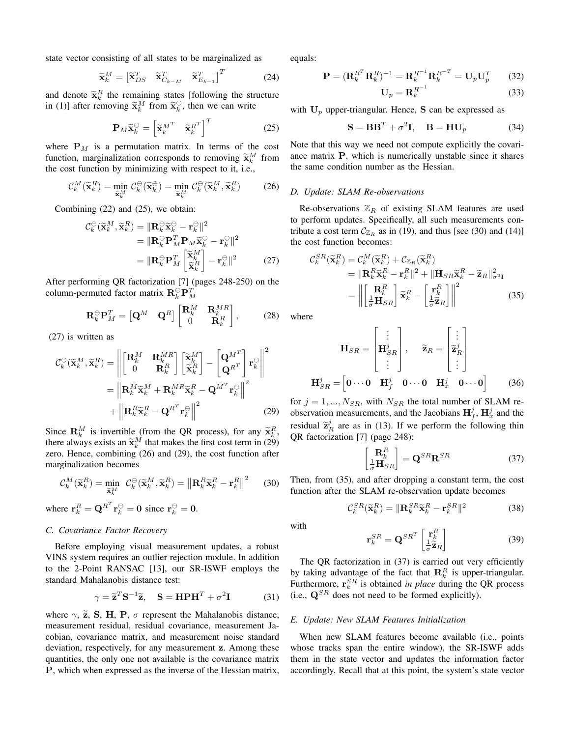state vector consisting of all states to be marginalized as

$$\widetilde{\mathbf{x}}_k^M = \begin{bmatrix} \widetilde{\mathbf{x}}_{DS}^T & \widetilde{\mathbf{x}}_{C_{k-M}}^T & \widetilde{\mathbf{x}}_{E_{k-1}}^T \end{bmatrix}^T \tag{24}$$

and denote $\widetilde{\mathbf{x}}_k^R$ the remaining states [following the structure in (1)] after removing $\widetilde{\mathbf{x}}_k^M$ from $\widetilde{\mathbf{x}}_k^{\ominus}$, then we can write

$$\mathbf{P}_M \widetilde{\mathbf{x}}_k^{\ominus} = \begin{bmatrix} \widetilde{\mathbf{x}}_k^{M^T} & \widetilde{\mathbf{x}}_k^{R^T} \end{bmatrix}^T \tag{25}$$

where $\mathbf{P}_M$ is a permutation matrix. In terms of the cost function, marginalization corresponds to removing $\widetilde{\mathbf{x}}_k^M$ from the cost function by minimizing with respect to it, i.e.,

$$\mathcal{C}_k^M(\widetilde{\mathbf{x}}_k^R) = \min_{\widetilde{\mathbf{x}}_k^M} \mathcal{C}_k^{\ominus}(\widetilde{\mathbf{x}}_k^{\ominus}) = \min_{\widetilde{\mathbf{x}}_k^M} \mathcal{C}_k^{\ominus}(\widetilde{\mathbf{x}}_k^M, \widetilde{\mathbf{x}}_k^R) \tag{26}$$

Combining (22) and (25), we obtain:

$$\begin{aligned} \mathcal{C}_k^{\ominus}(\widetilde{\mathbf{x}}_k^M, \widetilde{\mathbf{x}}_k^R) &= \|\mathbf{R}_k^{\ominus}\widetilde{\mathbf{x}}_k^{\ominus} - \mathbf{r}_k^{\ominus}\|^2 \\ &= \|\mathbf{R}_k^{\ominus}\mathbf{P}_M^T\mathbf{P}_M\widetilde{\mathbf{x}}_k^{\ominus} - \mathbf{r}_k^{\ominus}\|^2 \\ &= \|\mathbf{R}_k^{\ominus}\mathbf{P}_M^T \begin{bmatrix} \widetilde{\mathbf{x}}_k^M \\ \widetilde{\mathbf{x}}_k^R \end{bmatrix} - \mathbf{r}_k^{\ominus}\|^2 \end{aligned} \tag{27}$$

After performing QR factorization [7] (pages 248-250) on the column-permuted factor matrix $\mathbf{R}_k^{\ominus}\mathbf{P}_M^T$

$$\mathbf{R}_k^{\ominus}\mathbf{P}_M^T = \begin{bmatrix} \mathbf{Q}^M & \mathbf{Q}^R \end{bmatrix} \begin{bmatrix} \mathbf{R}_k^M & \mathbf{R}_k^{MR} \\ 0 & \mathbf{R}_k^R \end{bmatrix}, \tag{28}$$

(27) is written as

$$\begin{aligned} \mathcal{C}_k^{\ominus}(\widetilde{\mathbf{x}}_k^M, \widetilde{\mathbf{x}}_k^R) &= \left\| \begin{bmatrix} \mathbf{R}_k^M & \mathbf{R}_k^{MR} \\ 0 & \mathbf{R}_k^R \end{bmatrix} \begin{bmatrix} \widetilde{\mathbf{x}}_k^M \\ \widetilde{\mathbf{x}}_k^R \end{bmatrix} - \begin{bmatrix} \mathbf{Q}^{M^T} \\ \mathbf{Q}^{R^T} \end{bmatrix} \mathbf{r}_k^{\ominus} \right\|^2 \\ &= \left\| \mathbf{R}_k^M\widetilde{\mathbf{x}}_k^M + \mathbf{R}_k^{MR}\widetilde{\mathbf{x}}_k^R - \mathbf{Q}^{M^T}\mathbf{r}_k^{\ominus} \right\|^2 \\ &\quad + \left\| \mathbf{R}_k^R\widetilde{\mathbf{x}}_k^R - \mathbf{Q}^{R^T}\mathbf{r}_k^{\ominus} \right\|^2 \end{aligned} \tag{29}$$

Since $\mathbf{R}_k^M$ is invertible (from the QR process), for any $\widetilde{\mathbf{x}}_k^R$, there always exists an $\widetilde{\mathbf{x}}_k^M$ that makes the first cost term in (29) zero. Hence, combining (26) and (29), the cost function after marginalization becomes

$$\mathcal{C}_k^M(\widetilde{\mathbf{x}}_k^R) = \min_{\widetilde{\mathbf{x}}_k^M} \ \mathcal{C}_k^{\ominus}(\widetilde{\mathbf{x}}_k^M, \widetilde{\mathbf{x}}_k^R) = \left\| \mathbf{R}_k^R\widetilde{\mathbf{x}}_k^R - \mathbf{r}_k^R \right\|^2 \tag{30}$$

where $\mathbf{r}_k^R = \mathbf{Q}^{R^T}\mathbf{r}_k^{\ominus} = \mathbf{0}$ since $\mathbf{r}_k^{\ominus} = \mathbf{0}$.

### C. Covariance Factor Recovery

Before employing visual measurement updates, a robust VINS system requires an outlier rejection module. In addition to the 2-Point RANSAC [13], our SR-ISWF employs the standard Mahalanobis distance test:

$$\gamma = \widetilde{\mathbf{z}}^T\mathbf{S}^{-1}\widetilde{\mathbf{z}}, \quad \mathbf{S} = \mathbf{H}\mathbf{P}\mathbf{H}^T + \sigma^2\mathbf{I} \tag{31}$$

where $\gamma$, $\widetilde{\mathbf{z}}$, $\mathbf{S}$, $\mathbf{H}$, $\mathbf{P}$, $\sigma$ represent the Mahalanobis distance, measurement residual, residual covariance, measurement Jacobian, covariance matrix, and measurement noise standard deviation, respectively, for any measurement $\mathbf{z}$. Among these quantities, the only one not available is the covariance matrix $\mathbf{P}$, which when expressed as the inverse of the Hessian matrix, equals:

$$\mathbf{P} = (\mathbf{R}_k^{R^T}\mathbf{R}_k^R)^{-1} = \mathbf{R}_k^{R^{-1}}\mathbf{R}_k^{R^{-T}} = \mathbf{U}_p\mathbf{U}_p^T \tag{32}$$

$$\mathbf{U}_p = \mathbf{R}_k^{R^{-1}} \tag{33}$$

with $\mathbf{U}_p$ upper-triangular. Hence, $\mathbf{S}$ can be expressed as

$$\mathbf{S} = \mathbf{B}\mathbf{B}^T + \sigma^2\mathbf{I}, \quad \mathbf{B} = \mathbf{H}\mathbf{U}_p \tag{34}$$

Note that this way we need not compute explicitly the covariance matrix $\mathbf{P}$, which is numerically unstable since it shares the same condition number as the Hessian.

### D. Update: SLAM Re-observations

Re-observations $\mathbb{Z}_R$ of existing SLAM features are used to perform updates. Specifically, all such measurements contribute a cost term $\mathcal{C}_{\mathbb{Z}_R}$ as in (19), and thus [see (30) and (14)] the cost function becomes:

$$\begin{aligned} \mathcal{C}_k^{SR}(\widetilde{\mathbf{x}}_k^R) &= \mathcal{C}_k^M(\widetilde{\mathbf{x}}_k^R) + \mathcal{C}_{\mathbb{Z}_R}(\widetilde{\mathbf{x}}_k^R) \\ &= \|\mathbf{R}_k^R\widetilde{\mathbf{x}}_k^R - \mathbf{r}_k^R\|^2 + \|\mathbf{H}_{SR}\widetilde{\mathbf{x}}_k^R - \widetilde{\mathbf{z}}_R\|^2_{\sigma^2\mathbf{I}} \\ &= \left\| \begin{bmatrix} \mathbf{R}_k^R \\ \frac{1}{\sigma}\mathbf{H}_{SR} \end{bmatrix} \widetilde{\mathbf{x}}_k^R - \begin{bmatrix} \mathbf{r}_k^R \\ \frac{1}{\sigma}\widetilde{\mathbf{z}}_R \end{bmatrix} \right\|^2 \end{aligned} \tag{35}$$

where

$$\mathbf{H}_{SR} = \begin{bmatrix} \vdots \\ \mathbf{H}_{SR}^j \\ \vdots \end{bmatrix}, \quad \widetilde{\mathbf{z}}_R = \begin{bmatrix} \vdots \\ \widetilde{\mathbf{z}}_R^j \\ \vdots \end{bmatrix}$$

$$\mathbf{H}_{SR}^j = \begin{bmatrix} \mathbf{0}\cdots\mathbf{0} & \mathbf{H}_f^j & \mathbf{0}\cdots\mathbf{0} & \mathbf{H}_x^j & \mathbf{0}\cdots\mathbf{0} \end{bmatrix} \tag{36}$$

for $j = 1, ..., N_{SR}$, with $N_{SR}$ the total number of SLAM re-observation measurements, and the Jacobians $\mathbf{H}_f^j$, $\mathbf{H}_x^j$ and the residual $\widetilde{\mathbf{z}}_R^j$ are as in (13). If we perform the following thin QR factorization [7] (page 248):

$$\begin{bmatrix} \mathbf{R}_k^R \\ \frac{1}{\sigma}\mathbf{H}_{SR} \end{bmatrix} = \mathbf{Q}^{SR}\mathbf{R}^{SR} \tag{37}$$

Then, from (35), and after dropping a constant term, the cost function after the SLAM re-observation update becomes

$$\mathcal{C}_k^{SR}(\widetilde{\mathbf{x}}_k^R) = \|\mathbf{R}_k^{SR}\widetilde{\mathbf{x}}_k^R - \mathbf{r}_k^{SR}\|^2 \tag{38}$$

with

$$\mathbf{r}_k^{SR} = \mathbf{Q}^{SR^T} \begin{bmatrix} \mathbf{r}_k^R \\ \frac{1}{\sigma}\widetilde{\mathbf{z}}_R \end{bmatrix} \tag{39}$$

The QR factorization in (37) is carried out very efficiently by taking advantage of the fact that $\mathbf{R}_k^R$ is upper-triangular. Furthermore, $\mathbf{r}_k^{SR}$ is obtained *in place* during the QR process (i.e., $\mathbf{Q}^{SR}$ does not need to be formed explicitly).

### E. Update: New SLAM Features Initialization

When new SLAM features become available (i.e., points whose tracks span the entire window), the SR-ISWF adds them in the state vector and updates the information factor accordingly. Recall that at this point, the system's state vector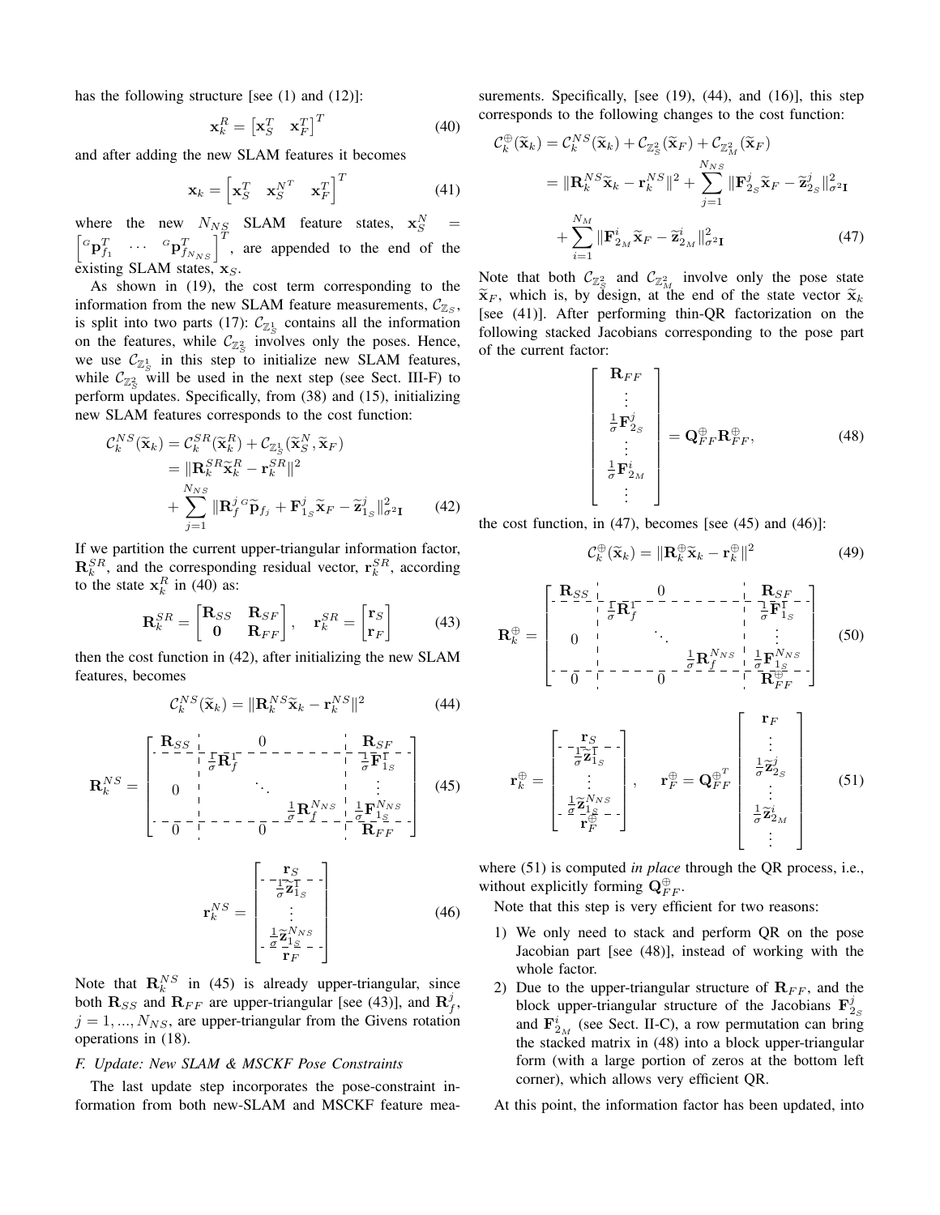has the following structure [see (1) and (12)]:

$$\mathbf{x}_k^R = \begin{bmatrix} \mathbf{x}_S^T & \mathbf{x}_F^T \end{bmatrix}^T \tag{40}$$

and after adding the new SLAM features it becomes

$$\mathbf{x}_k = \begin{bmatrix} \mathbf{x}_S^T & \mathbf{x}_S^{N^T} & \mathbf{x}_F^T \end{bmatrix}^T \tag{41}$$

where the new $N_{NS}$ SLAM feature states, $\mathbf{x}_S^N = \begin{bmatrix} {}^G\mathbf{p}_{f_1}^T & \cdots & {}^G\mathbf{p}_{f_{N_{NS}}}^T \end{bmatrix}^T$, are appended to the end of the existing SLAM states, $\mathbf{x}_S$.

As shown in (19), the cost term corresponding to the information from the new SLAM feature measurements, $\mathcal{C}_{\mathbb{Z}_S}$, is split into two parts (17): $\mathcal{C}_{\mathbb{Z}_S^1}$ contains all the information on the features, while $\mathcal{C}_{\mathbb{Z}_S^2}$ involves only the poses. Hence, we use $\mathcal{C}_{\mathbb{Z}_S^1}$ in this step to initialize new SLAM features, while $\mathcal{C}_{\mathbb{Z}_S^2}$ will be used in the next step (see Sect. III-F) to perform updates. Specifically, from (38) and (15), initializing new SLAM features corresponds to the cost function:

$$\begin{aligned} \mathcal{C}_k^{NS}(\widetilde{\mathbf{x}}_k) &= \mathcal{C}_k^{SR}(\widetilde{\mathbf{x}}_k^R) + \mathcal{C}_{\mathbb{Z}_S^1}(\widetilde{\mathbf{x}}_S^N, \widetilde{\mathbf{x}}_F) \\ &= \|\mathbf{R}_k^{SR}\widetilde{\mathbf{x}}_k^R - \mathbf{r}_k^{SR}\|^2 \\ &\quad + \sum_{j=1}^{N_{NS}} \|\mathbf{R}_f^j {}^G\widetilde{\mathbf{p}}_{f_j} + \mathbf{F}_{1_S}^j \widetilde{\mathbf{x}}_F - \widetilde{\mathbf{z}}_{1_S}^j\|_{\sigma^2\mathbf{I}}^2 \end{aligned} \tag{42}$$

If we partition the current upper-triangular information factor, $\mathbf{R}_k^{SR}$, and the corresponding residual vector, $\mathbf{r}_k^{SR}$, according to the state $\mathbf{x}_k^R$ in (40) as:

$$\mathbf{R}_k^{SR} = \begin{bmatrix} \mathbf{R}_{SS} & \mathbf{R}_{SF} \\ \mathbf{0} & \mathbf{R}_{FF} \end{bmatrix}, \quad \mathbf{r}_k^{SR} = \begin{bmatrix} \mathbf{r}_S \\ \mathbf{r}_F \end{bmatrix} \tag{43}$$

then the cost function in (42), after initializing the new SLAM features, becomes

$$\mathcal{C}_k^{NS}(\widetilde{\mathbf{x}}_k) = \|\mathbf{R}_k^{NS}\widetilde{\mathbf{x}}_k - \mathbf{r}_k^{NS}\|^2 \tag{44}$$

$$\mathbf{R}_k^{NS} = \begin{bmatrix} \mathbf{R}_{SS} & & 0 & & \mathbf{R}_{SF} \\ & \frac{1}{\sigma}\mathbf{R}_f^1 & & & \frac{1}{\sigma}\mathbf{F}_{1_S}^1 \\ 0 & & \ddots & & \vdots \\ & & & \frac{1}{\sigma}\mathbf{R}_f^{N_{NS}} & \frac{1}{\sigma}\mathbf{F}_{1_S}^{N_{NS}} \\ 0 & & 0 & & \mathbf{R}_{FF} \end{bmatrix} \tag{45}$$

$$\mathbf{r}_k^{NS} = \begin{bmatrix} \mathbf{r}_S \\ \frac{1}{\sigma}\widetilde{\mathbf{z}}_{1_S}^1 \\ \vdots \\ \frac{1}{\sigma}\widetilde{\mathbf{z}}_{1_S}^{N_{NS}} \\ \mathbf{r}_F \end{bmatrix} \tag{46}$$

Note that $\mathbf{R}_k^{NS}$ in (45) is already upper-triangular, since both $\mathbf{R}_{SS}$ and $\mathbf{R}_{FF}$ are upper-triangular [see (43)], and $\mathbf{R}_f^j$, $j = 1, ..., N_{NS}$, are upper-triangular from the Givens rotation operations in (18).

### F. Update: New SLAM & MSCKF Pose Constraints

The last update step incorporates the pose-constraint information from both new-SLAM and MSCKF feature measurements. Specifically, [see (19), (44), and (16)], this step corresponds to the following changes to the cost function:

$$\begin{aligned} \mathcal{C}_k^{\oplus}(\widetilde{\mathbf{x}}_k) &= \mathcal{C}_k^{NS}(\widetilde{\mathbf{x}}_k) + \mathcal{C}_{\mathbb{Z}_S^2}(\widetilde{\mathbf{x}}_F) + \mathcal{C}_{\mathbb{Z}_M^2}(\widetilde{\mathbf{x}}_F) \\ &= \|\mathbf{R}_k^{NS}\widetilde{\mathbf{x}}_k - \mathbf{r}_k^{NS}\|^2 + \sum_{j=1}^{N_{NS}} \|\mathbf{F}_{2_S}^j \widetilde{\mathbf{x}}_F - \widetilde{\mathbf{z}}_{2_S}^j\|_{\sigma^2\mathbf{I}}^2 \\ &\quad + \sum_{i=1}^{N_M} \|\mathbf{F}_{2_M}^i \widetilde{\mathbf{x}}_F - \widetilde{\mathbf{z}}_{2_M}^i\|_{\sigma^2\mathbf{I}}^2 \end{aligned} \tag{47}$$

Note that both $\mathcal{C}_{\mathbb{Z}_S^2}$ and $\mathcal{C}_{\mathbb{Z}_M^2}$ involve only the pose state $\widetilde{\mathbf{x}}_F$, which is, by design, at the end of the state vector $\widetilde{\mathbf{x}}_k$ [see (41)]. After performing thin-QR factorization on the following stacked Jacobians corresponding to the pose part of the current factor:

$$\begin{bmatrix} \mathbf{R}_{FF} \\ \vdots \\ \frac{1}{\sigma}\mathbf{F}_{2_S}^j \\ \vdots \\ \frac{1}{\sigma}\mathbf{F}_{2_M}^i \\ \vdots \end{bmatrix} = \mathbf{Q}_{FF}^{\oplus}\mathbf{R}_{FF}^{\oplus}, \tag{48}$$

the cost function, in (47), becomes [see (45) and (46)]:

$$\mathcal{C}_k^{\oplus}(\widetilde{\mathbf{x}}_k) = \|\mathbf{R}_k^{\oplus}\widetilde{\mathbf{x}}_k - \mathbf{r}_k^{\oplus}\|^2 \tag{49}$$

$$\mathbf{R}_k^{\oplus} = \begin{bmatrix} \mathbf{R}_{SS} & & 0 & & \mathbf{R}_{SF} \\ & \frac{1}{\sigma}\mathbf{R}_f^1 & & & \frac{1}{\sigma}\mathbf{F}_{1_S}^1 \\ 0 & & \ddots & & \vdots \\ & & & \frac{1}{\sigma}\mathbf{R}_f^{N_{NS}} & \frac{1}{\sigma}\mathbf{F}_{1_S}^{N_{NS}} \\ 0 & & 0 & & \mathbf{R}_{FF}^{\oplus} \end{bmatrix} \tag{50}$$

$$\mathbf{r}_k^{\oplus} = \begin{bmatrix} \mathbf{r}_S \\ \frac{1}{\sigma}\widetilde{\mathbf{z}}_{1_S}^1 \\ \vdots \\ \frac{1}{\sigma}\widetilde{\mathbf{z}}_{1_S}^{N_{NS}} \\ \mathbf{r}_F^{\oplus} \end{bmatrix}, \quad \mathbf{r}_F^{\oplus} = \mathbf{Q}_{FF}^{\oplus^T} \begin{bmatrix} \mathbf{r}_F \\ \vdots \\ \frac{1}{\sigma}\widetilde{\mathbf{z}}_{2_S}^j \\ \vdots \\ \frac{1}{\sigma}\widetilde{\mathbf{z}}_{2_M}^i \\ \vdots \end{bmatrix} \tag{51}$$

where (51) is computed *in place* through the QR process, i.e., without explicitly forming $\mathbf{Q}_{FF}^{\oplus}$.

Note that this step is very efficient for two reasons:

1) We only need to stack and perform QR on the pose Jacobian part [see (48)], instead of working with the whole factor.
2) Due to the upper-triangular structure of $\mathbf{R}_{FF}$, and the block upper-triangular structure of the Jacobians $\mathbf{F}_{2_S}^j$ and $\mathbf{F}_{2_M}^i$ (see Sect. II-C), a row permutation can bring the stacked matrix in (48) into a block upper-triangular form (with a large portion of zeros at the bottom left corner), which allows very efficient QR.

At this point, the information factor has been updated, into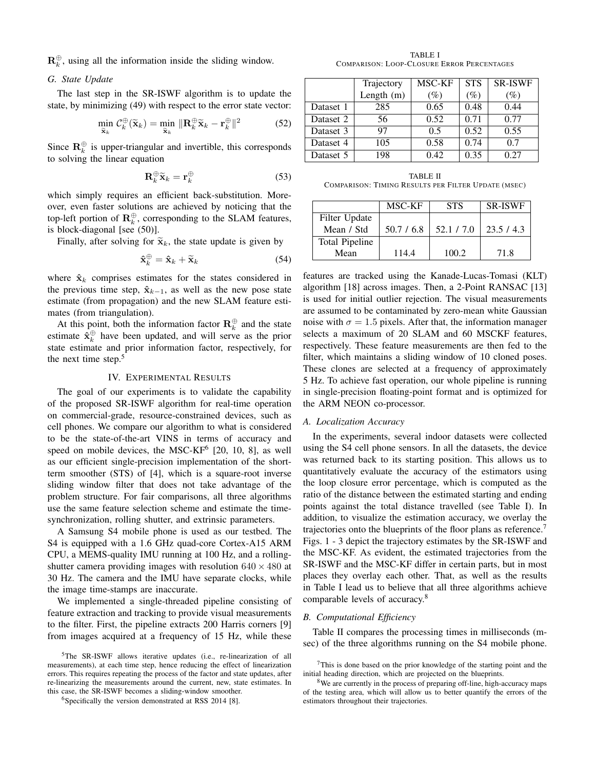$\mathbf{R}_k^{\oplus}$, using all the information inside the sliding window.

### G. State Update

The last step in the SR-ISWF algorithm is to update the state, by minimizing (49) with respect to the error state vector:

$$\min_{\widetilde{\mathbf{x}}_k} \mathcal{C}_k^{\oplus}(\widetilde{\mathbf{x}}_k) = \min_{\widetilde{\mathbf{x}}_k} \|\mathbf{R}_k^{\oplus}\widetilde{\mathbf{x}}_k - \mathbf{r}_k^{\oplus}\|^2 \tag{52}$$

Since $\mathbf{R}_k^{\oplus}$ is upper-triangular and invertible, this corresponds to solving the linear equation

$$\mathbf{R}_k^{\oplus}\widetilde{\mathbf{x}}_k = \mathbf{r}_k^{\oplus} \tag{53}$$

which simply requires an efficient back-substitution. Moreover, even faster solutions are achieved by noticing that the top-left portion of $\mathbf{R}_k^{\oplus}$, corresponding to the SLAM features, is block-diagonal [see (50)].

Finally, after solving for $\widetilde{\mathbf{x}}_k$, the state update is given by

$$\hat{\mathbf{x}}_k^{\oplus} = \hat{\mathbf{x}}_k + \widetilde{\mathbf{x}}_k \tag{54}$$

where $\hat{\mathbf{x}}_k$ comprises estimates for the states considered in the previous time step, $\hat{\mathbf{x}}_{k-1}$, as well as the new pose state estimate (from propagation) and the new SLAM feature estimates (from triangulation).

At this point, both the information factor $\mathbf{R}_k^{\oplus}$ and the state estimate $\hat{\mathbf{x}}_k^{\oplus}$ have been updated, and will serve as the prior state estimate and prior information factor, respectively, for the next time step.[5]

## IV. Experimental Results

The goal of our experiments is to validate the capability of the proposed SR-ISWF algorithm for real-time operation on commercial-grade, resource-constrained devices, such as cell phones. We compare our algorithm to what is considered to be the state-of-the-art VINS in terms of accuracy and speed on mobile devices, the MSC-KF[6] [20, 10, 8], as well as our efficient single-precision implementation of the short-term smoother (STS) of [4], which is a square-root inverse sliding window filter that does not take advantage of the problem structure. For fair comparisons, all three algorithms use the same feature selection scheme and estimate the time-synchronization, rolling shutter, and extrinsic parameters.

A Samsung S4 mobile phone is used as our testbed. The S4 is equipped with a 1.6 GHz quad-core Cortex-A15 ARM CPU, a MEMS-quality IMU running at 100 Hz, and a rolling-shutter camera providing images with resolution $640 \times 480$ at 30 Hz. The camera and the IMU have separate clocks, while the image time-stamps are inaccurate.

We implemented a single-threaded pipeline consisting of feature extraction and tracking to provide visual measurements to the filter. First, the pipeline extracts 200 Harris corners [9] from images acquired at a frequency of 15 Hz, while these features are tracked using the Kanade-Lucas-Tomasi (KLT) algorithm [18] across images. Then, a 2-Point RANSAC [13] is used for initial outlier rejection. The visual measurements are assumed to be contaminated by zero-mean white Gaussian noise with $\sigma = 1.5$ pixels. After that, the information manager selects a maximum of 20 SLAM and 60 MSCKF features, respectively. These feature measurements are then fed to the filter, which maintains a sliding window of 10 cloned poses. These clones are selected at a frequency of approximately 5 Hz. To achieve fast operation, our whole pipeline is running in single-precision floating-point format and is optimized for the ARM NEON co-processor.

TABLE I
Comparison: Loop-Closure Error Percentages

| | Trajectory Length (m) | MSC-KF (%) | STS (%) | SR-ISWF (%) |
|---|---|---|---|---|
| Dataset 1 | 285 | 0.65 | 0.48 | 0.44 |
| Dataset 2 | 56 | 0.52 | 0.71 | 0.77 |
| Dataset 3 | 97 | 0.5 | 0.52 | 0.55 |
| Dataset 4 | 105 | 0.58 | 0.74 | 0.7 |
| Dataset 5 | 198 | 0.42 | 0.35 | 0.27 |

TABLE II
Comparison: Timing Results per Filter Update (msec)

| | MSC-KF | STS | SR-ISWF |
|---|---|---|---|
| Filter Update Mean / Std | 50.7 / 6.8 | 52.1 / 7.0 | 23.5 / 4.3 |
| Total Pipeline Mean | 114.4 | 100.2 | 71.8 |

### A. Localization Accuracy

In the experiments, several indoor datasets were collected using the S4 cell phone sensors. In all the datasets, the device was returned back to its starting position. This allows us to quantitatively evaluate the accuracy of the estimators using the loop closure error percentage, which is computed as the ratio of the distance between the estimated starting and ending points against the total distance travelled (see Table I). In addition, to visualize the estimation accuracy, we overlay the trajectories onto the blueprints of the floor plans as reference.[7] Figs. 1 - 3 depict the trajectory estimates by the SR-ISWF and the MSC-KF. As evident, the estimated trajectories from the SR-ISWF and the MSC-KF differ in certain parts, but in most places they overlay each other. That, as well as the results in Table I lead us to believe that all three algorithms achieve comparable levels of accuracy.[8]

### B. Computational Efficiency

Table II compares the processing times in milliseconds (msec) of the three algorithms running on the S4 mobile phone.

[5] The SR-ISWF allows iterative updates (i.e., re-linearization of all measurements), at each time step, hence reducing the effect of linearization errors. This requires repeating the process of the factor and state updates, after re-linearizing the measurements around the current, new, state estimates. In this case, the SR-ISWF becomes a sliding-window smoother.

[6] Specifically the version demonstrated at RSS 2014 [8].

[7] This is done based on the prior knowledge of the starting point and the initial heading direction, which are projected on the blueprints.

[8] We are currently in the process of preparing off-line, high-accuracy maps of the testing area, which will allow us to better quantify the errors of the estimators throughout their trajectories.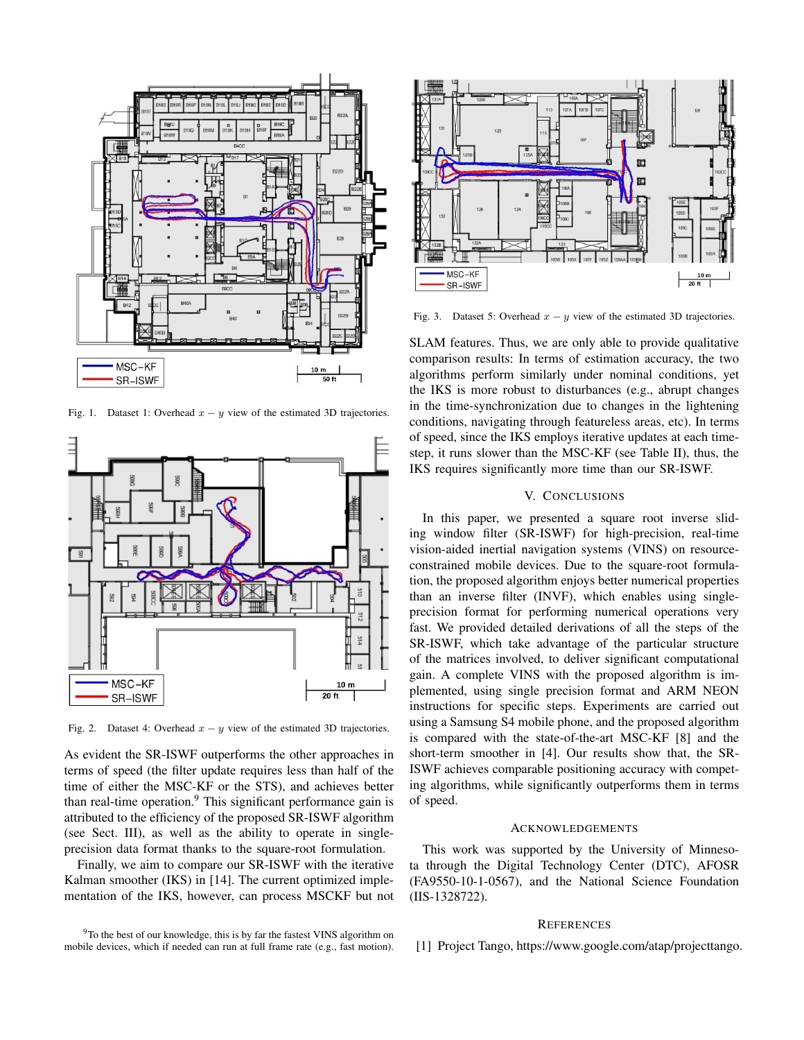Fig. 1. Dataset 1: Overhead $x - y$ view of the estimated 3D trajectories.

Fig. 2. Dataset 4: Overhead $x - y$ view of the estimated 3D trajectories.

As evident the SR-ISWF outperforms the other approaches in terms of speed (the filter update requires less than half of the time of either the MSC-KF or the STS), and achieves better than real-time operation.[9] This significant performance gain is attributed to the efficiency of the proposed SR-ISWF algorithm (see Sect. III), as well as the ability to operate in single-precision data format thanks to the square-root formulation.

Finally, we aim to compare our SR-ISWF with the iterative Kalman smoother (IKS) in [14]. The current optimized implementation of the IKS, however, can process MSCKF but not SLAM features. Thus, we are only able to provide qualitative comparison results: In terms of estimation accuracy, the two algorithms perform similarly under nominal conditions, yet the IKS is more robust to disturbances (e.g., abrupt changes in the time-synchronization due to changes in the lightening conditions, navigating through featureless areas, etc). In terms of speed, since the IKS employs iterative updates at each time-step, it runs slower than the MSC-KF (see Table II), thus, the IKS requires significantly more time than our SR-ISWF.

[9]To the best of our knowledge, this is by far the fastest VINS algorithm on mobile devices, which if needed can run at full frame rate (e.g., fast motion).

Fig. 3. Dataset 5: Overhead $x - y$ view of the estimated 3D trajectories.

## V. Conclusions

In this paper, we presented a square root inverse sliding window filter (SR-ISWF) for high-precision, real-time vision-aided inertial navigation systems (VINS) on resource-constrained mobile devices. Due to the square-root formulation, the proposed algorithm enjoys better numerical properties than an inverse filter (INVF), which enables using single-precision format for performing numerical operations very fast. We provided detailed derivations of all the steps of the SR-ISWF, which take advantage of the particular structure of the matrices involved, to deliver significant computational gain. A complete VINS with the proposed algorithm is implemented, using single precision format and ARM NEON instructions for specific steps. Experiments are carried out using a Samsung S4 mobile phone, and the proposed algorithm is compared with the state-of-the-art MSC-KF [8] and the short-term smoother in [4]. Our results show that, the SR-ISWF achieves comparable positioning accuracy with competing algorithms, while significantly outperforms them in terms of speed.

## Acknowledgements

This work was supported by the University of Minnesota through the Digital Technology Center (DTC), AFOSR (FA9550-10-1-0567), and the National Science Foundation (IIS-1328722).

## References

[1] Project Tango, https://www.google.com/atap/projecttango.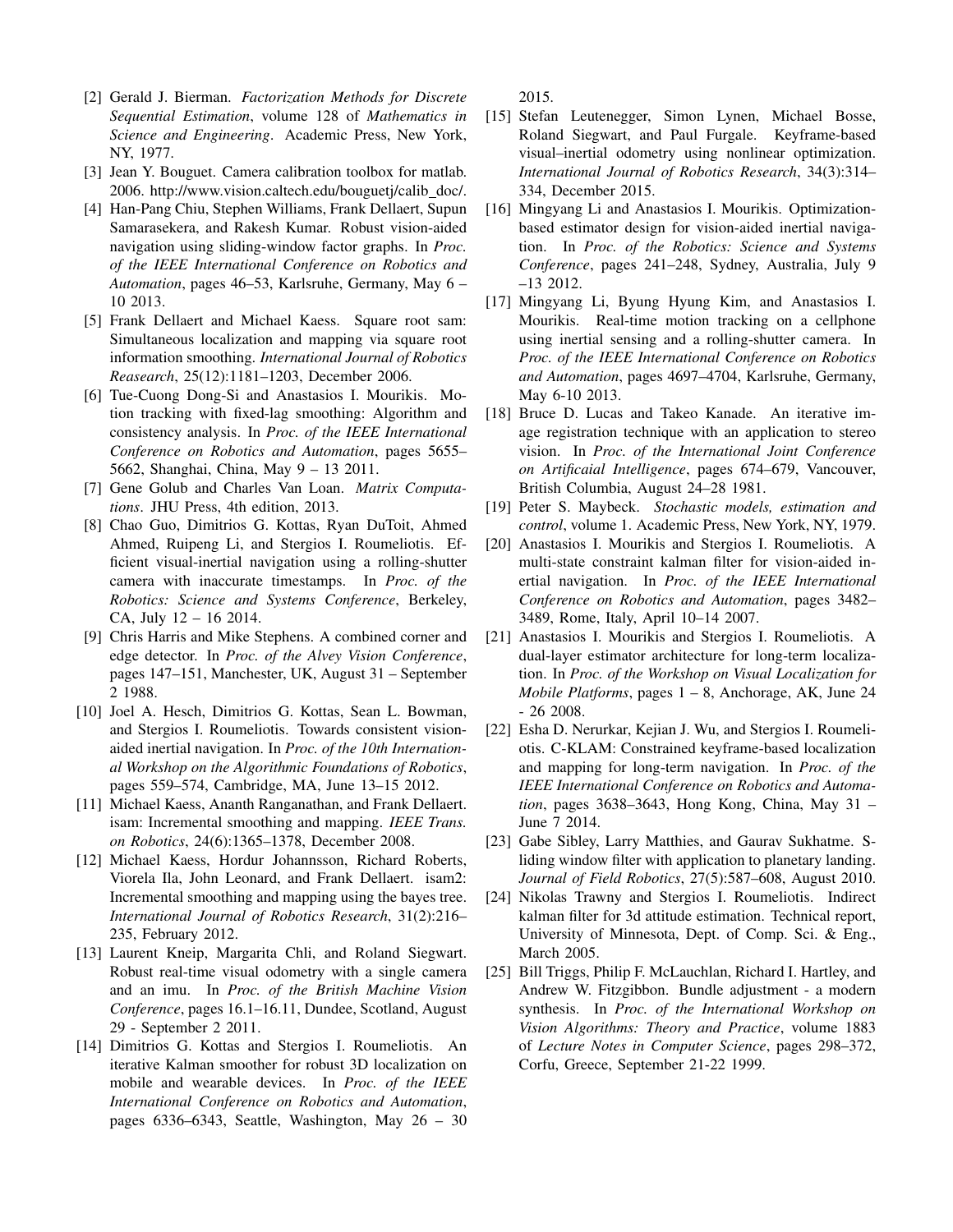[2] Gerald J. Bierman. *Factorization Methods for Discrete Sequential Estimation*, volume 128 of *Mathematics in Science and Engineering*. Academic Press, New York, NY, 1977.

[3] Jean Y. Bouguet. Camera calibration toolbox for matlab. 2006. http://www.vision.caltech.edu/bouguetj/calib_doc/.

[4] Han-Pang Chiu, Stephen Williams, Frank Dellaert, Supun Samarasekera, and Rakesh Kumar. Robust vision-aided navigation using sliding-window factor graphs. In *Proc. of the IEEE International Conference on Robotics and Automation*, pages 46–53, Karlsruhe, Germany, May 6 – 10 2013.

[5] Frank Dellaert and Michael Kaess. Square root sam: Simultaneous localization and mapping via square root information smoothing. *International Journal of Robotics Reasearch*, 25(12):1181–1203, December 2006.

[6] Tue-Cuong Dong-Si and Anastasios I. Mourikis. Motion tracking with fixed-lag smoothing: Algorithm and consistency analysis. In *Proc. of the IEEE International Conference on Robotics and Automation*, pages 5655–5662, Shanghai, China, May 9 – 13 2011.

[7] Gene Golub and Charles Van Loan. *Matrix Computations*. JHU Press, 4th edition, 2013.

[8] Chao Guo, Dimitrios G. Kottas, Ryan DuToit, Ahmed Ahmed, Ruipeng Li, and Stergios I. Roumeliotis. Efficient visual-inertial navigation using a rolling-shutter camera with inaccurate timestamps. In *Proc. of the Robotics: Science and Systems Conference*, Berkeley, CA, July 12 – 16 2014.

[9] Chris Harris and Mike Stephens. A combined corner and edge detector. In *Proc. of the Alvey Vision Conference*, pages 147–151, Manchester, UK, August 31 – September 2 1988.

[10] Joel A. Hesch, Dimitrios G. Kottas, Sean L. Bowman, and Stergios I. Roumeliotis. Towards consistent vision-aided inertial navigation. In *Proc. of the 10th International Workshop on the Algorithmic Foundations of Robotics*, pages 559–574, Cambridge, MA, June 13–15 2012.

[11] Michael Kaess, Ananth Ranganathan, and Frank Dellaert. isam: Incremental smoothing and mapping. *IEEE Trans. on Robotics*, 24(6):1365–1378, December 2008.

[12] Michael Kaess, Hordur Johannsson, Richard Roberts, Viorela Ila, John Leonard, and Frank Dellaert. isam2: Incremental smoothing and mapping using the bayes tree. *International Journal of Robotics Research*, 31(2):216–235, February 2012.

[13] Laurent Kneip, Margarita Chli, and Roland Siegwart. Robust real-time visual odometry with a single camera and an imu. In *Proc. of the British Machine Vision Conference*, pages 16.1–16.11, Dundee, Scotland, August 29 - September 2 2011.

[14] Dimitrios G. Kottas and Stergios I. Roumeliotis. An iterative Kalman smoother for robust 3D localization on mobile and wearable devices. In *Proc. of the IEEE International Conference on Robotics and Automation*, pages 6336–6343, Seattle, Washington, May 26 – 30 2015.

[15] Stefan Leutenegger, Simon Lynen, Michael Bosse, Roland Siegwart, and Paul Furgale. Keyframe-based visual–inertial odometry using nonlinear optimization. *International Journal of Robotics Research*, 34(3):314–334, December 2015.

[16] Mingyang Li and Anastasios I. Mourikis. Optimization-based estimator design for vision-aided inertial navigation. In *Proc. of the Robotics: Science and Systems Conference*, pages 241–248, Sydney, Australia, July 9 –13 2012.

[17] Mingyang Li, Byung Hyung Kim, and Anastasios I. Mourikis. Real-time motion tracking on a cellphone using inertial sensing and a rolling-shutter camera. In *Proc. of the IEEE International Conference on Robotics and Automation*, pages 4697–4704, Karlsruhe, Germany, May 6-10 2013.

[18] Bruce D. Lucas and Takeo Kanade. An iterative image registration technique with an application to stereo vision. In *Proc. of the International Joint Conference on Artificaial Intelligence*, pages 674–679, Vancouver, British Columbia, August 24–28 1981.

[19] Peter S. Maybeck. *Stochastic models, estimation and control*, volume 1. Academic Press, New York, NY, 1979.

[20] Anastasios I. Mourikis and Stergios I. Roumeliotis. A multi-state constraint kalman filter for vision-aided inertial navigation. In *Proc. of the IEEE International Conference on Robotics and Automation*, pages 3482–3489, Rome, Italy, April 10–14 2007.

[21] Anastasios I. Mourikis and Stergios I. Roumeliotis. A dual-layer estimator architecture for long-term localization. In *Proc. of the Workshop on Visual Localization for Mobile Platforms*, pages 1 – 8, Anchorage, AK, June 24 - 26 2008.

[22] Esha D. Nerurkar, Kejian J. Wu, and Stergios I. Roumeliotis. C-KLAM: Constrained keyframe-based localization and mapping for long-term navigation. In *Proc. of the IEEE International Conference on Robotics and Automation*, pages 3638–3643, Hong Kong, China, May 31 – June 7 2014.

[23] Gabe Sibley, Larry Matthies, and Gaurav Sukhatme. Sliding window filter with application to planetary landing. *Journal of Field Robotics*, 27(5):587–608, August 2010.

[24] Nikolas Trawny and Stergios I. Roumeliotis. Indirect kalman filter for 3d attitude estimation. Technical report, University of Minnesota, Dept. of Comp. Sci. & Eng., March 2005.

[25] Bill Triggs, Philip F. McLauchlan, Richard I. Hartley, and Andrew W. Fitzgibbon. Bundle adjustment - a modern synthesis. In *Proc. of the International Workshop on Vision Algorithms: Theory and Practice*, volume 1883 of *Lecture Notes in Computer Science*, pages 298–372, Corfu, Greece, September 21-22 1999.